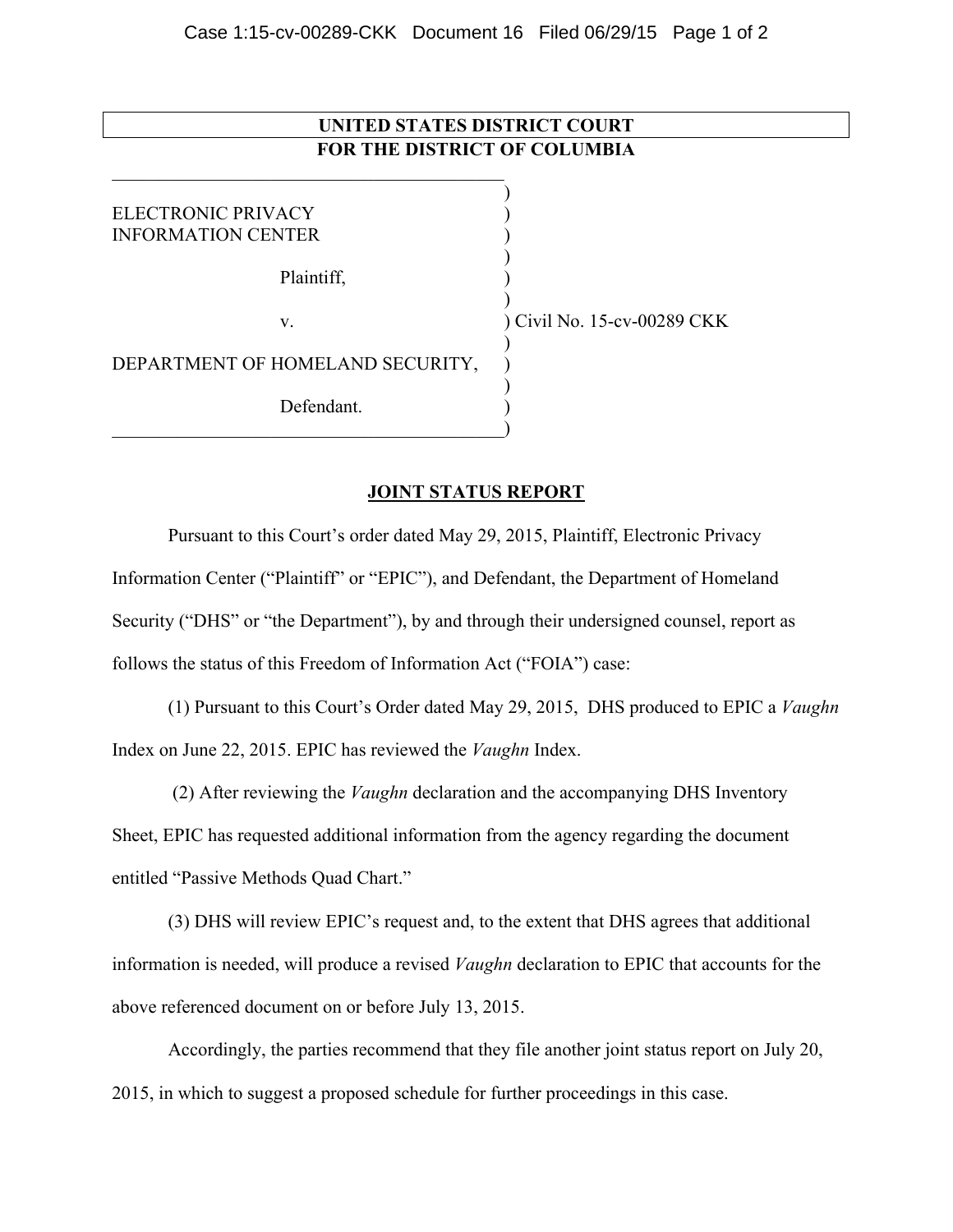**UNITED STATES DISTRICT COURT**
**FOR THE DISTRICT OF COLUMBIA**

ELECTRONIC PRIVACY INFORMATION CENTER

Plaintiff,

v.

DEPARTMENT OF HOMELAND SECURITY,

Defendant.

Civil No. 15-cv-00289 CKK

## JOINT STATUS REPORT

Pursuant to this Court's order dated May 29, 2015, Plaintiff, Electronic Privacy Information Center ("Plaintiff" or "EPIC"), and Defendant, the Department of Homeland Security ("DHS" or "the Department"), by and through their undersigned counsel, report as follows the status of this Freedom of Information Act ("FOIA") case:

(1) Pursuant to this Court's Order dated May 29, 2015, DHS produced to EPIC a *Vaughn* Index on June 22, 2015. EPIC has reviewed the *Vaughn* Index.

(2) After reviewing the *Vaughn* declaration and the accompanying DHS Inventory Sheet, EPIC has requested additional information from the agency regarding the document entitled "Passive Methods Quad Chart."

(3) DHS will review EPIC's request and, to the extent that DHS agrees that additional information is needed, will produce a revised *Vaughn* declaration to EPIC that accounts for the above referenced document on or before July 13, 2015.

Accordingly, the parties recommend that they file another joint status report on July 20, 2015, in which to suggest a proposed schedule for further proceedings in this case.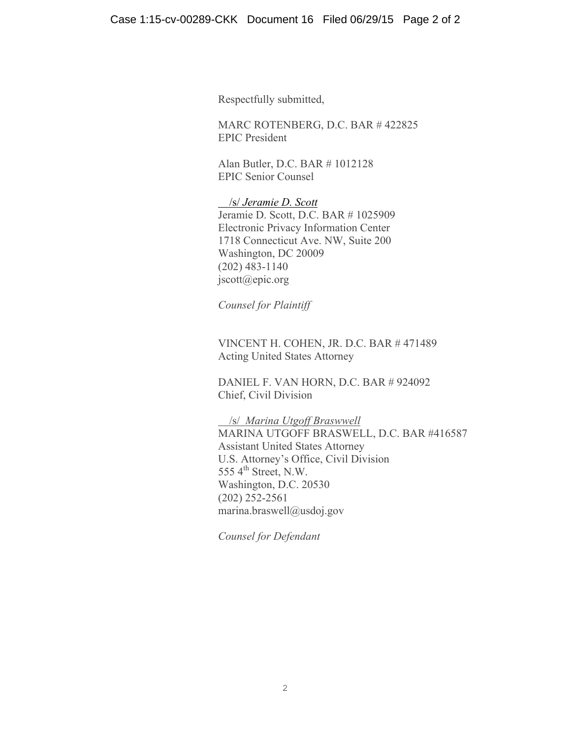Respectfully submitted,

MARC ROTENBERG, D.C. BAR # 422825
EPIC President

Alan Butler, D.C. BAR # 1012128
EPIC Senior Counsel

/s/ *Jeramie D. Scott*
Jeramie D. Scott, D.C. BAR # 1025909
Electronic Privacy Information Center
1718 Connecticut Ave. NW, Suite 200
Washington, DC 20009
(202) 483-1140
jscott@epic.org

*Counsel for Plaintiff*

VINCENT H. COHEN, JR. D.C. BAR # 471489
Acting United States Attorney

DANIEL F. VAN HORN, D.C. BAR # 924092
Chief, Civil Division

/s/ *Marina Utgoff Braswwell*
MARINA UTGOFF BRASWELL, D.C. BAR #416587
Assistant United States Attorney
U.S. Attorney's Office, Civil Division
555 4th Street, N.W.
Washington, D.C. 20530
(202) 252-2561
marina.braswell@usdoj.gov

*Counsel for Defendant*